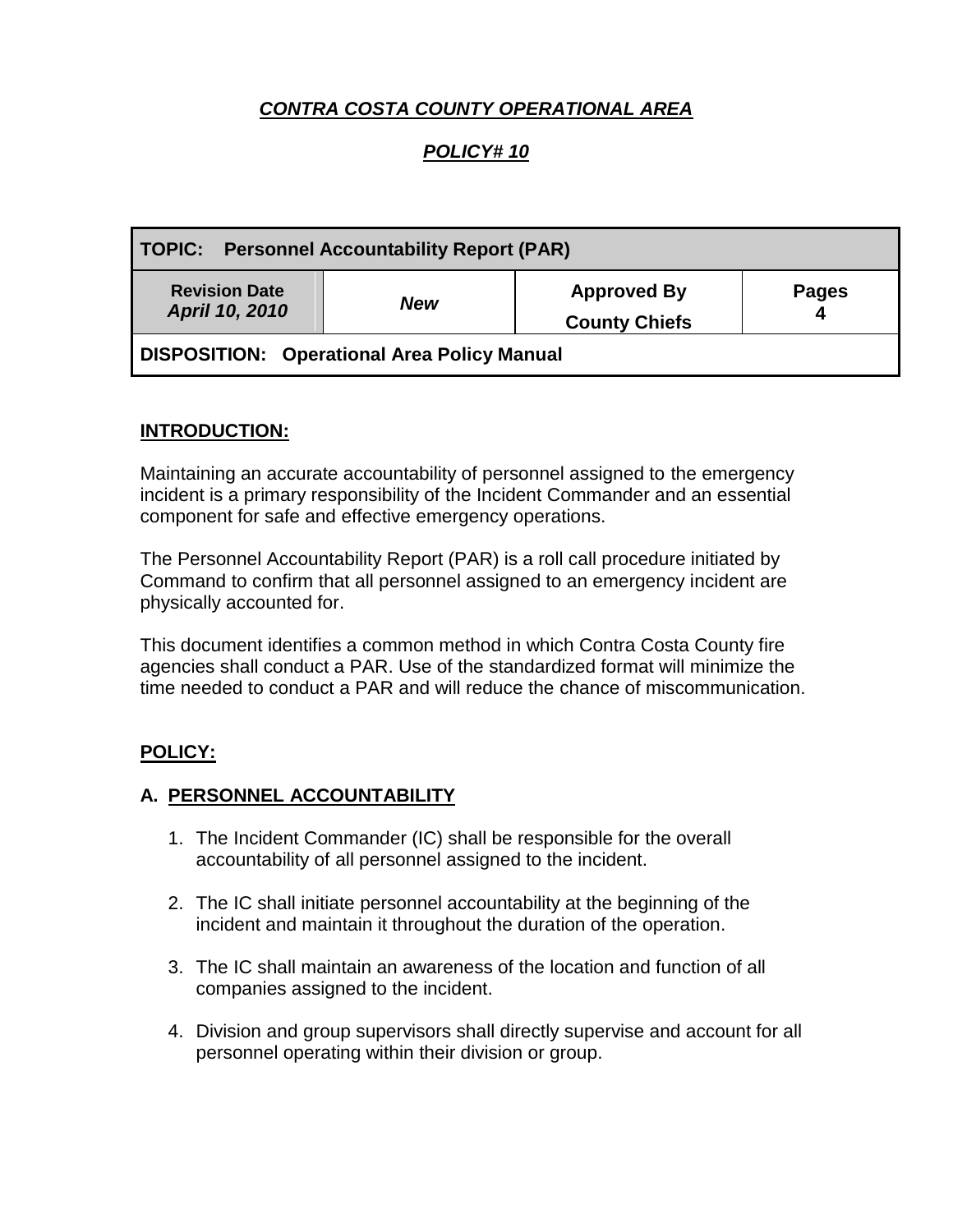# ***CONTRA COSTA COUNTY OPERATIONAL AREA***

## ***POLICY# 10***

| **TOPIC: Personnel Accountability Report (PAR)** | | | |
|---|---|---|---|
| **Revision Date** ***April 10, 2010*** | ***New*** | **Approved By** **County Chiefs** | **Pages** **4** |
| **DISPOSITION: Operational Area Policy Manual** | | | |

## **INTRODUCTION:**

Maintaining an accurate accountability of personnel assigned to the emergency incident is a primary responsibility of the Incident Commander and an essential component for safe and effective emergency operations.

The Personnel Accountability Report (PAR) is a roll call procedure initiated by Command to confirm that all personnel assigned to an emergency incident are physically accounted for.

This document identifies a common method in which Contra Costa County fire agencies shall conduct a PAR. Use of the standardized format will minimize the time needed to conduct a PAR and will reduce the chance of miscommunication.

## **POLICY:**

### **A. PERSONNEL ACCOUNTABILITY**

1. The Incident Commander (IC) shall be responsible for the overall accountability of all personnel assigned to the incident.

2. The IC shall initiate personnel accountability at the beginning of the incident and maintain it throughout the duration of the operation.

3. The IC shall maintain an awareness of the location and function of all companies assigned to the incident.

4. Division and group supervisors shall directly supervise and account for all personnel operating within their division or group.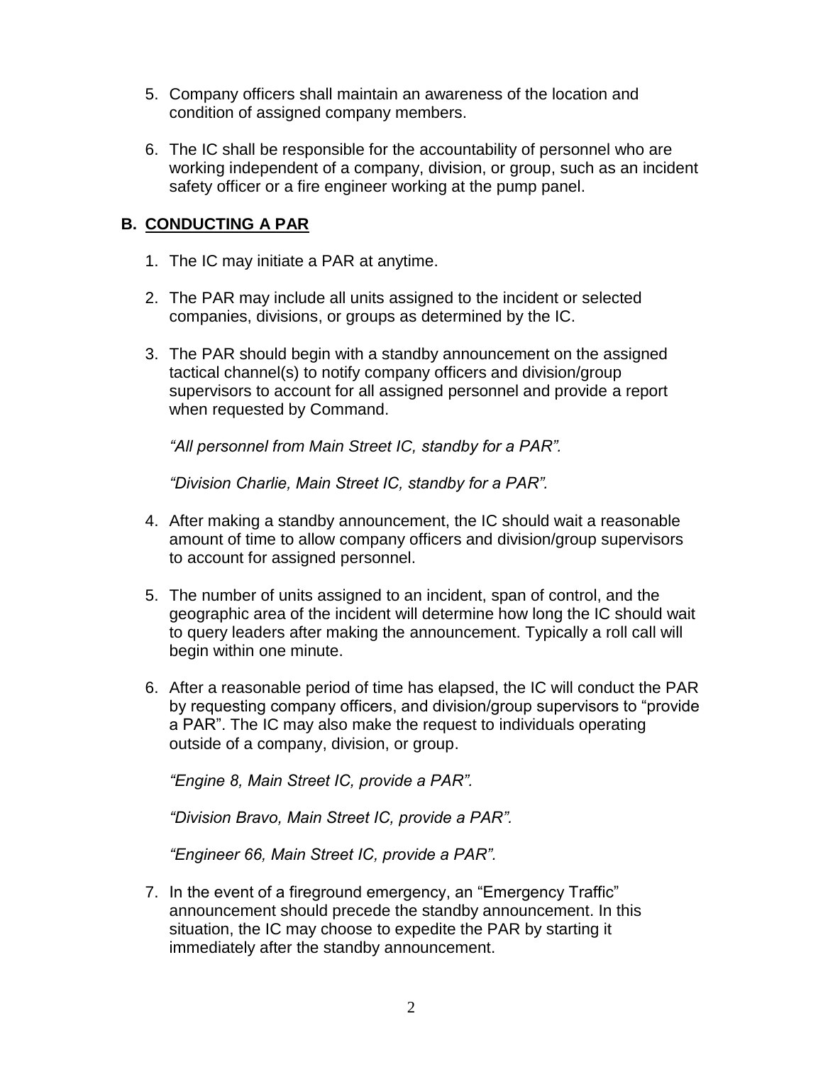5. Company officers shall maintain an awareness of the location and condition of assigned company members.

6. The IC shall be responsible for the accountability of personnel who are working independent of a company, division, or group, such as an incident safety officer or a fire engineer working at the pump panel.

## B. CONDUCTING A PAR

1. The IC may initiate a PAR at anytime.

2. The PAR may include all units assigned to the incident or selected companies, divisions, or groups as determined by the IC.

3. The PAR should begin with a standby announcement on the assigned tactical channel(s) to notify company officers and division/group supervisors to account for all assigned personnel and provide a report when requested by Command.

   *"All personnel from Main Street IC, standby for a PAR".*

   *"Division Charlie, Main Street IC, standby for a PAR".*

4. After making a standby announcement, the IC should wait a reasonable amount of time to allow company officers and division/group supervisors to account for assigned personnel.

5. The number of units assigned to an incident, span of control, and the geographic area of the incident will determine how long the IC should wait to query leaders after making the announcement. Typically a roll call will begin within one minute.

6. After a reasonable period of time has elapsed, the IC will conduct the PAR by requesting company officers, and division/group supervisors to "provide a PAR". The IC may also make the request to individuals operating outside of a company, division, or group.

   *"Engine 8, Main Street IC, provide a PAR".*

   *"Division Bravo, Main Street IC, provide a PAR".*

   *"Engineer 66, Main Street IC, provide a PAR".*

7. In the event of a fireground emergency, an "Emergency Traffic" announcement should precede the standby announcement. In this situation, the IC may choose to expedite the PAR by starting it immediately after the standby announcement.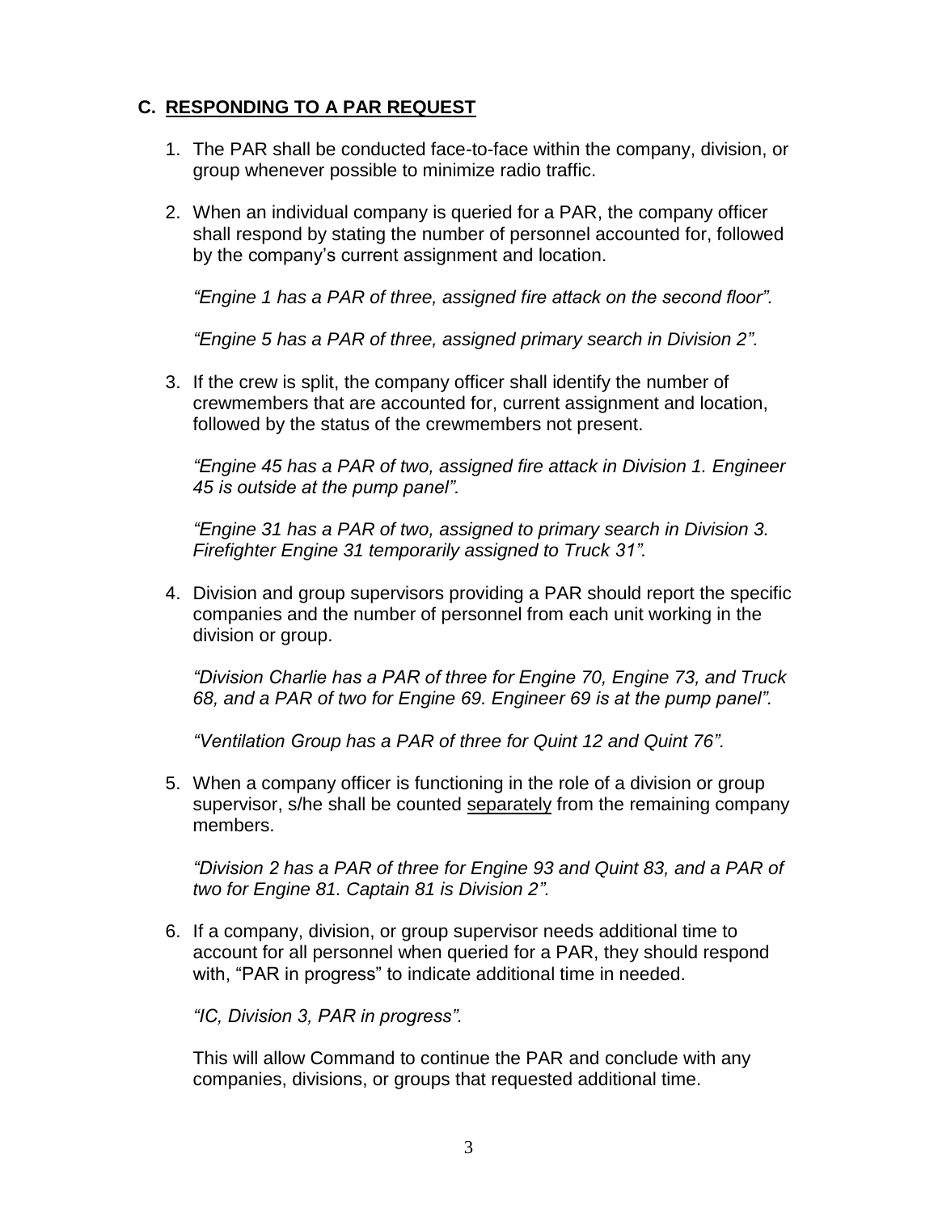## C. RESPONDING TO A PAR REQUEST

1. The PAR shall be conducted face-to-face within the company, division, or group whenever possible to minimize radio traffic.

2. When an individual company is queried for a PAR, the company officer shall respond by stating the number of personnel accounted for, followed by the company's current assignment and location.

   *"Engine 1 has a PAR of three, assigned fire attack on the second floor".*

   *"Engine 5 has a PAR of three, assigned primary search in Division 2".*

3. If the crew is split, the company officer shall identify the number of crewmembers that are accounted for, current assignment and location, followed by the status of the crewmembers not present.

   *"Engine 45 has a PAR of two, assigned fire attack in Division 1. Engineer 45 is outside at the pump panel".*

   *"Engine 31 has a PAR of two, assigned to primary search in Division 3. Firefighter Engine 31 temporarily assigned to Truck 31".*

4. Division and group supervisors providing a PAR should report the specific companies and the number of personnel from each unit working in the division or group.

   *"Division Charlie has a PAR of three for Engine 70, Engine 73, and Truck 68, and a PAR of two for Engine 69. Engineer 69 is at the pump panel".*

   *"Ventilation Group has a PAR of three for Quint 12 and Quint 76".*

5. When a company officer is functioning in the role of a division or group supervisor, s/he shall be counted <u>separately</u> from the remaining company members.

   *"Division 2 has a PAR of three for Engine 93 and Quint 83, and a PAR of two for Engine 81. Captain 81 is Division 2".*

6. If a company, division, or group supervisor needs additional time to account for all personnel when queried for a PAR, they should respond with, "PAR in progress" to indicate additional time in needed.

   *"IC, Division 3, PAR in progress".*

   This will allow Command to continue the PAR and conclude with any companies, divisions, or groups that requested additional time.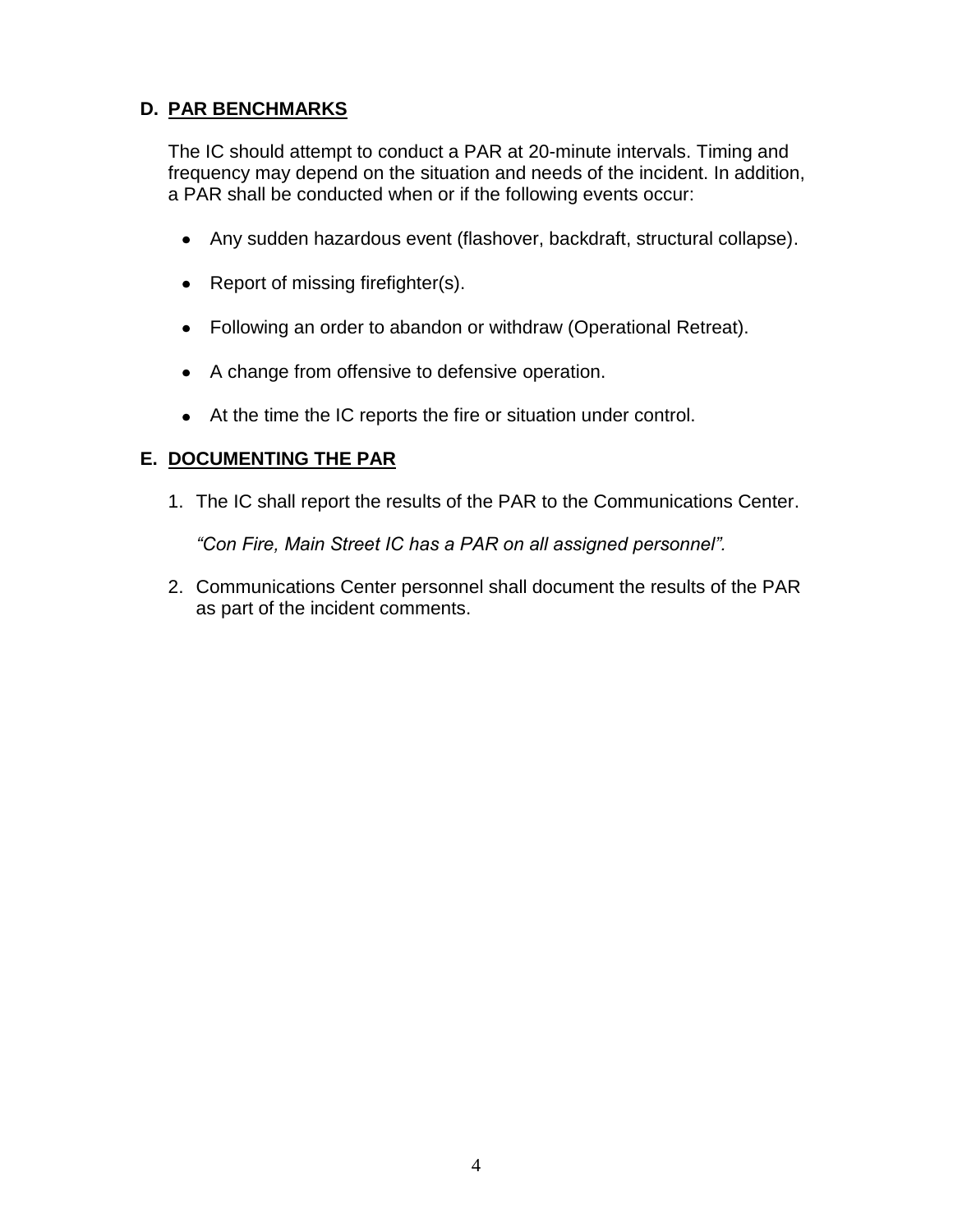## D. PAR BENCHMARKS

The IC should attempt to conduct a PAR at 20-minute intervals. Timing and frequency may depend on the situation and needs of the incident. In addition, a PAR shall be conducted when or if the following events occur:

- Any sudden hazardous event (flashover, backdraft, structural collapse).
- Report of missing firefighter(s).
- Following an order to abandon or withdraw (Operational Retreat).
- A change from offensive to defensive operation.
- At the time the IC reports the fire or situation under control.

## E. DOCUMENTING THE PAR

1. The IC shall report the results of the PAR to the Communications Center.

   *"Con Fire, Main Street IC has a PAR on all assigned personnel".*

2. Communications Center personnel shall document the results of the PAR as part of the incident comments.